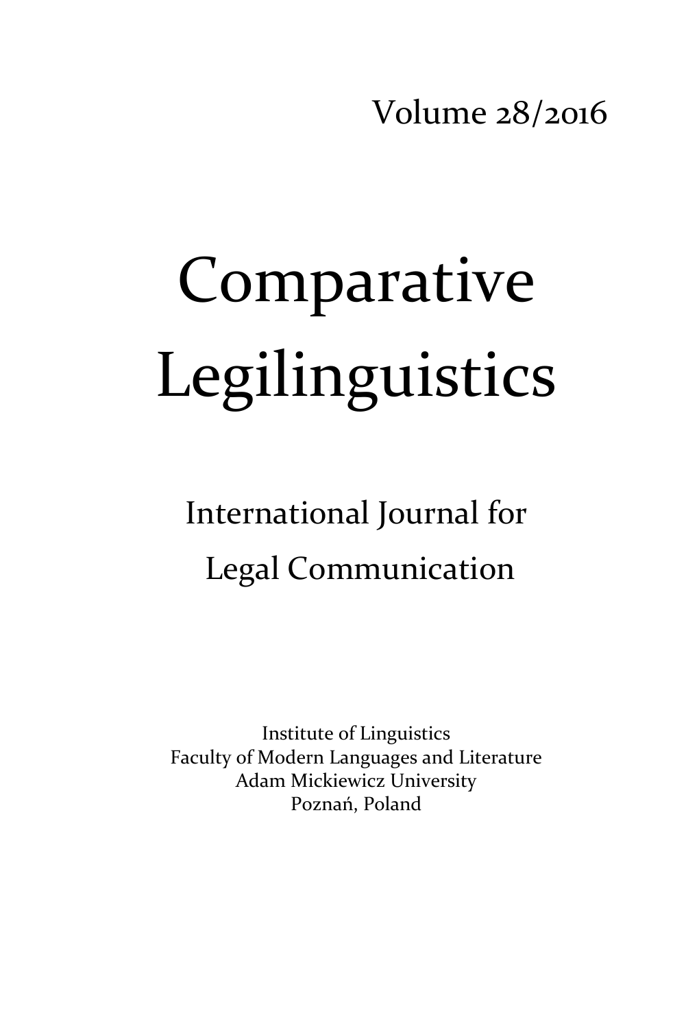Volume 28/2016

# Comparative Legilinguistics

## International Journal for Legal Communication

Institute of Linguistics
Faculty of Modern Languages and Literature
Adam Mickiewicz University
Poznań, Poland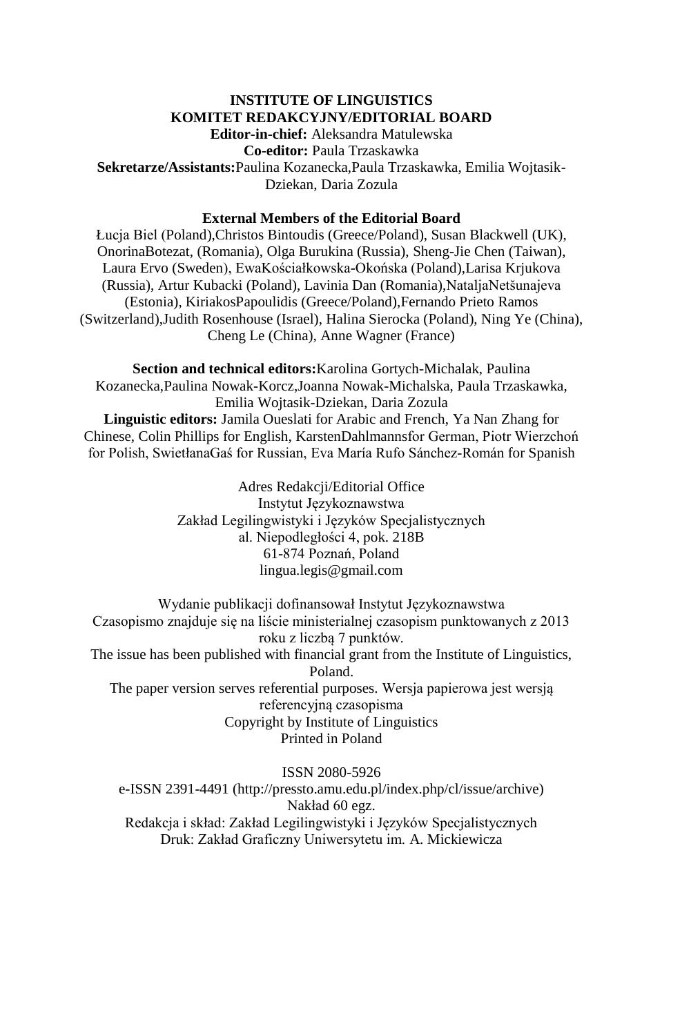**INSTITUTE OF LINGUISTICS**
**KOMITET REDAKCYJNY/EDITORIAL BOARD**

**Editor-in-chief:** Aleksandra Matulewska
**Co-editor:** Paula Trzaskawka
**Sekretarze/Assistants:**Paulina Kozanecka,Paula Trzaskawka, Emilia Wojtasik-Dziekan, Daria Zozula

**External Members of the Editorial Board**

Łucja Biel (Poland),Christos Bintoudis (Greece/Poland), Susan Blackwell (UK), OnorinaBotezat, (Romania), Olga Burukina (Russia), Sheng-Jie Chen (Taiwan), Laura Ervo (Sweden), EwaKościałkowska-Okońska (Poland),Larisa Krjukova (Russia), Artur Kubacki (Poland), Lavinia Dan (Romania),NataljaNetšunajeva (Estonia), KiriakosPapoulidis (Greece/Poland),Fernando Prieto Ramos (Switzerland),Judith Rosenhouse (Israel), Halina Sierocka (Poland), Ning Ye (China), Cheng Le (China), Anne Wagner (France)

**Section and technical editors:**Karolina Gortych-Michalak, Paulina Kozanecka,Paulina Nowak-Korcz,Joanna Nowak-Michalska, Paula Trzaskawka, Emilia Wojtasik-Dziekan, Daria Zozula
**Linguistic editors:** Jamila Oueslati for Arabic and French, Ya Nan Zhang for Chinese, Colin Phillips for English, KarstenDahlmannsfor German, Piotr Wierzchoń for Polish, SwietłanaGaś for Russian, Eva María Rufo Sánchez-Román for Spanish

Adres Redakcji/Editorial Office
Instytut Językoznawstwa
Zakład Legilingwistyki i Języków Specjalistycznych
al. Niepodległości 4, pok. 218B
61-874 Poznań, Poland
lingua.legis@gmail.com

Wydanie publikacji dofinansował Instytut Językoznawstwa
Czasopismo znajduje się na liście ministerialnej czasopism punktowanych z 2013 roku z liczbą 7 punktów.
The issue has been published with financial grant from the Institute of Linguistics, Poland.
The paper version serves referential purposes. Wersja papierowa jest wersją referencyjną czasopisma
Copyright by Institute of Linguistics
Printed in Poland

ISSN 2080-5926
e-ISSN 2391-4491 (http://pressto.amu.edu.pl/index.php/cl/issue/archive)
Nakład 60 egz.
Redakcja i skład: Zakład Legilingwistyki i Języków Specjalistycznych
Druk: Zakład Graficzny Uniwersytetu im. A. Mickiewicza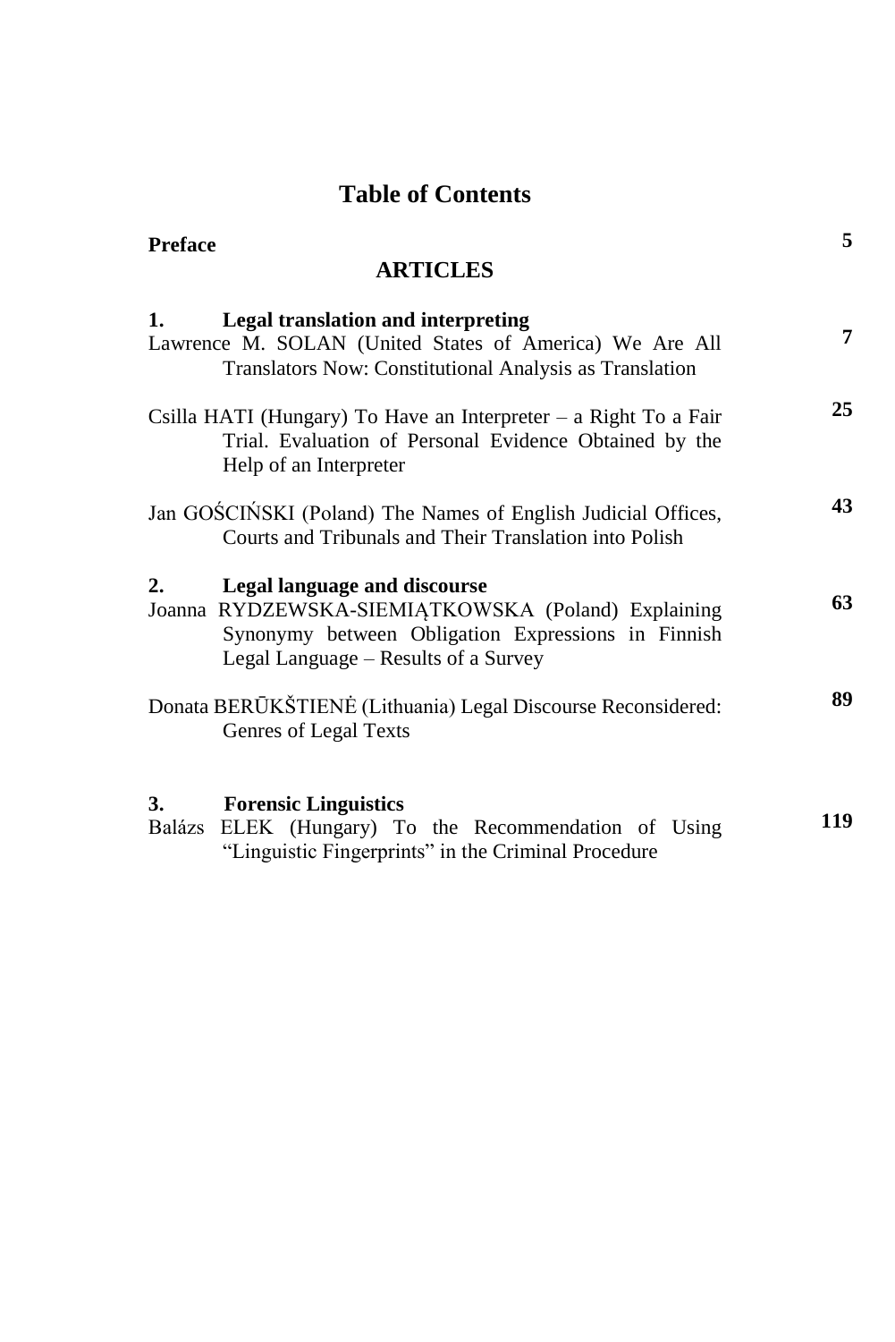# Table of Contents

**Preface** **5**

## ARTICLES

**1. Legal translation and interpreting**

Lawrence M. SOLAN (United States of America) We Are All Translators Now: Constitutional Analysis as Translation **7**

Csilla HATI (Hungary) To Have an Interpreter – a Right To a Fair Trial. Evaluation of Personal Evidence Obtained by the Help of an Interpreter **25**

Jan GOŚCIŃSKI (Poland) The Names of English Judicial Offices, Courts and Tribunals and Their Translation into Polish **43**

**2. Legal language and discourse**

Joanna RYDZEWSKA-SIEMIĄTKOWSKA (Poland) Explaining Synonymy between Obligation Expressions in Finnish Legal Language – Results of a Survey **63**

Donata BERŪKŠTIENĖ (Lithuania) Legal Discourse Reconsidered: Genres of Legal Texts **89**

**3. Forensic Linguistics**

Balázs ELEK (Hungary) To the Recommendation of Using "Linguistic Fingerprints" in the Criminal Procedure **119**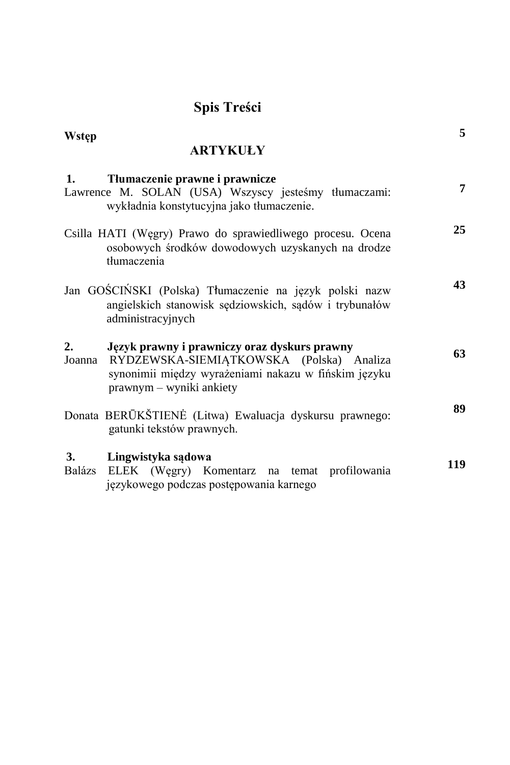# Spis Treści

**Wstęp** **5**

## ARTYKUŁY

### 1. Tłumaczenie prawne i prawnicze

Lawrence M. SOLAN (USA) Wszyscy jesteśmy tłumaczami: wykładnia konstytucyjna jako tłumaczenie. **7**

Csilla HATI (Węgry) Prawo do sprawiedliwego procesu. Ocena osobowych środków dowodowych uzyskanych na drodze tłumaczenia **25**

Jan GOŚCIŃSKI (Polska) Tłumaczenie na język polski nazw angielskich stanowisk sędziowskich, sądów i trybunałów administracyjnych **43**

### 2. Język prawny i prawniczy oraz dyskurs prawny

Joanna RYDZEWSKA-SIEMIĄTKOWSKA (Polska) Analiza synonimii między wyrażeniami nakazu w fińskim języku prawnym – wyniki ankiety **63**

Donata BERŪKŠTIENĖ (Litwa) Ewaluacja dyskursu prawnego: gatunki tekstów prawnych. **89**

### 3. Lingwistyka sądowa

Balázs ELEK (Węgry) Komentarz na temat profilowania językowego podczas postępowania karnego **119**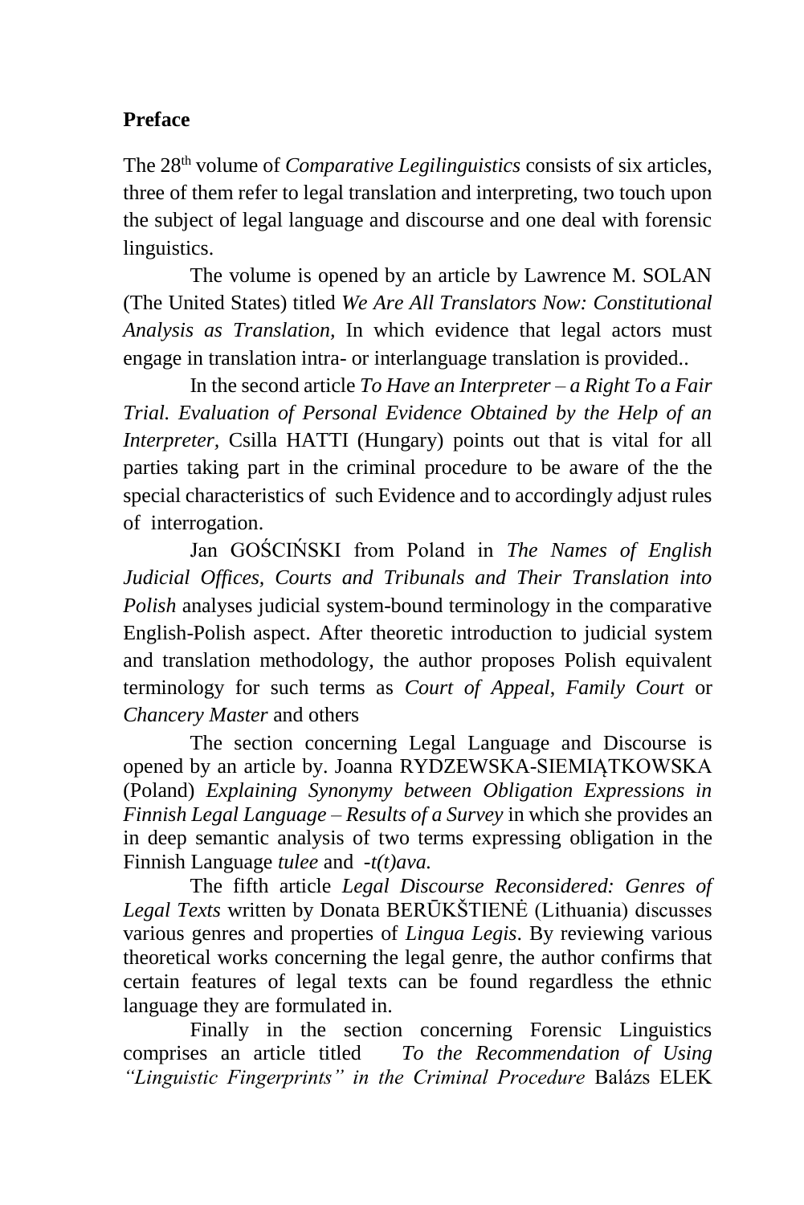## Preface

The 28th volume of *Comparative Legilinguistics* consists of six articles, three of them refer to legal translation and interpreting, two touch upon the subject of legal language and discourse and one deal with forensic linguistics.

The volume is opened by an article by Lawrence M. SOLAN (The United States) titled *We Are All Translators Now: Constitutional Analysis as Translation*, In which evidence that legal actors must engage in translation intra- or interlanguage translation is provided..

In the second article *To Have an Interpreter – a Right To a Fair Trial. Evaluation of Personal Evidence Obtained by the Help of an Interpreter*, Csilla HATTI (Hungary) points out that is vital for all parties taking part in the criminal procedure to be aware of the the special characteristics of such Evidence and to accordingly adjust rules of interrogation.

Jan GOŚCIŃSKI from Poland in *The Names of English Judicial Offices, Courts and Tribunals and Their Translation into Polish* analyses judicial system-bound terminology in the comparative English-Polish aspect. After theoretic introduction to judicial system and translation methodology, the author proposes Polish equivalent terminology for such terms as *Court of Appeal*, *Family Court* or *Chancery Master* and others

The section concerning Legal Language and Discourse is opened by an article by. Joanna RYDZEWSKA-SIEMIĄTKOWSKA (Poland) *Explaining Synonymy between Obligation Expressions in Finnish Legal Language – Results of a Survey* in which she provides an in deep semantic analysis of two terms expressing obligation in the Finnish Language *tulee* and *-t(t)ava.*

The fifth article *Legal Discourse Reconsidered: Genres of Legal Texts* written by Donata BERŪKŠTIENĖ (Lithuania) discusses various genres and properties of *Lingua Legis*. By reviewing various theoretical works concerning the legal genre, the author confirms that certain features of legal texts can be found regardless the ethnic language they are formulated in.

Finally in the section concerning Forensic Linguistics comprises an article titled *To the Recommendation of Using "Linguistic Fingerprints" in the Criminal Procedure* Balázs ELEK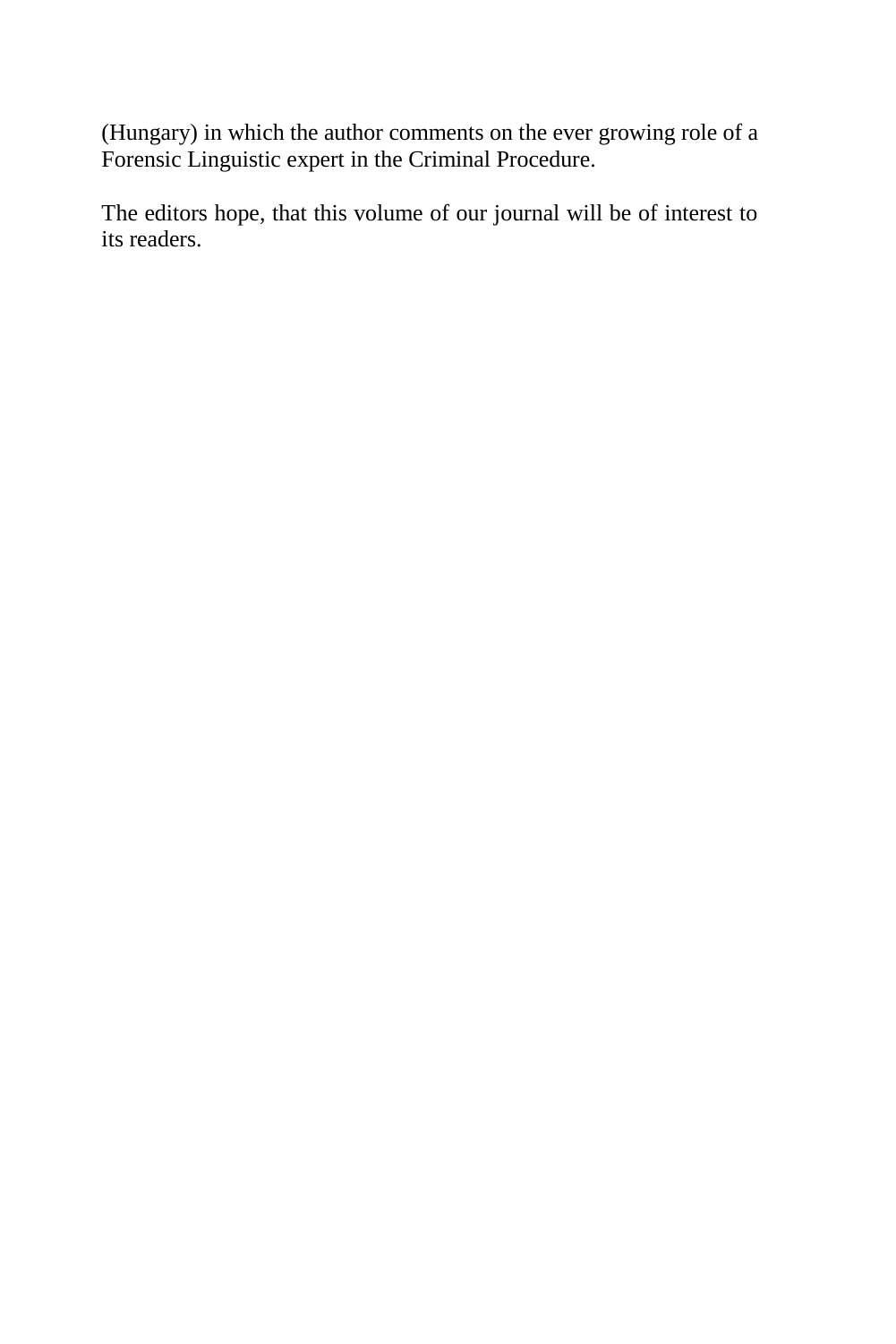(Hungary) in which the author comments on the ever growing role of a Forensic Linguistic expert in the Criminal Procedure.

The editors hope, that this volume of our journal will be of interest to its readers.